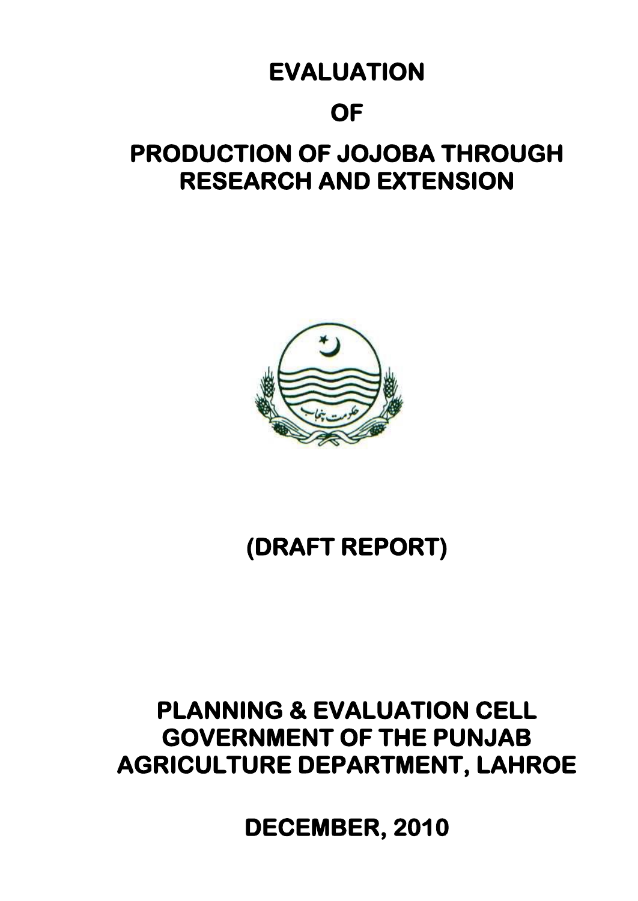# EVALUATION

# OF

# PRODUCTION OF JOJOBA THROUGH RESEARCH AND EXTENSION

**(DRAFT REPORT)**

**PLANNING & EVALUATION CELL**
**GOVERNMENT OF THE PUNJAB**
**AGRICULTURE DEPARTMENT, LAHROE**

**DECEMBER, 2010**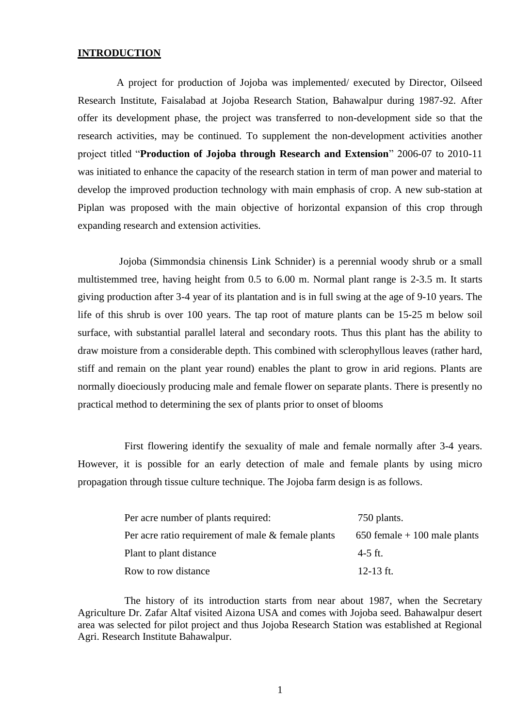## INTRODUCTION

A project for production of Jojoba was implemented/ executed by Director, Oilseed Research Institute, Faisalabad at Jojoba Research Station, Bahawalpur during 1987-92. After offer its development phase, the project was transferred to non-development side so that the research activities, may be continued. To supplement the non-development activities another project titled "**Production of Jojoba through Research and Extension**" 2006-07 to 2010-11 was initiated to enhance the capacity of the research station in term of man power and material to develop the improved production technology with main emphasis of crop. A new sub-station at Piplan was proposed with the main objective of horizontal expansion of this crop through expanding research and extension activities.

Jojoba (Simmondsia chinensis Link Schnider) is a perennial woody shrub or a small multistemmed tree, having height from 0.5 to 6.00 m. Normal plant range is 2-3.5 m. It starts giving production after 3-4 year of its plantation and is in full swing at the age of 9-10 years. The life of this shrub is over 100 years. The tap root of mature plants can be 15-25 m below soil surface, with substantial parallel lateral and secondary roots. Thus this plant has the ability to draw moisture from a considerable depth. This combined with sclerophyllous leaves (rather hard, stiff and remain on the plant year round) enables the plant to grow in arid regions. Plants are normally dioeciously producing male and female flower on separate plants. There is presently no practical method to determining the sex of plants prior to onset of blooms

First flowering identify the sexuality of male and female normally after 3-4 years. However, it is possible for an early detection of male and female plants by using micro propagation through tissue culture technique. The Jojoba farm design is as follows.

| | |
|---|---|
| Per acre number of plants required: | 750 plants. |
| Per acre ratio requirement of male & female plants | 650 female + 100 male plants |
| Plant to plant distance | 4-5 ft. |
| Row to row distance | 12-13 ft. |

The history of its introduction starts from near about 1987, when the Secretary Agriculture Dr. Zafar Altaf visited Aizona USA and comes with Jojoba seed. Bahawalpur desert area was selected for pilot project and thus Jojoba Research Station was established at Regional Agri. Research Institute Bahawalpur.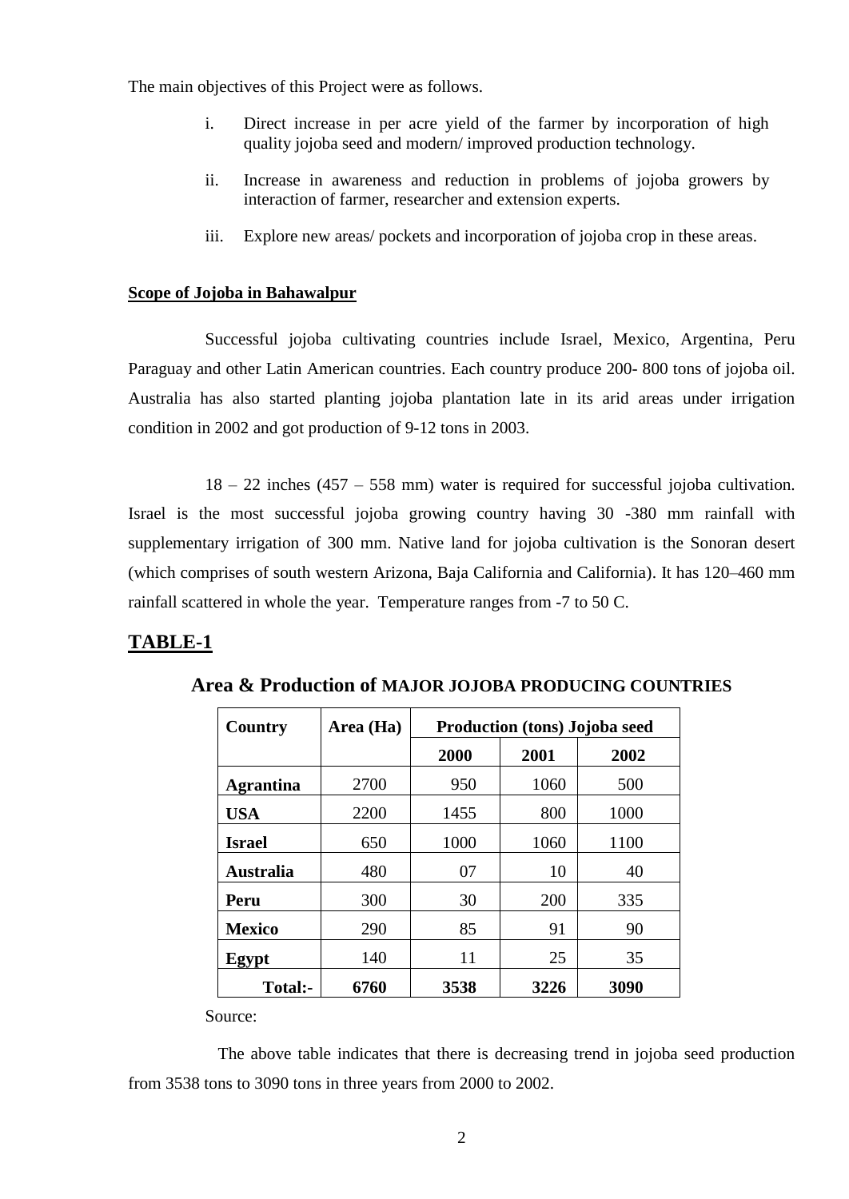The main objectives of this Project were as follows.

i. Direct increase in per acre yield of the farmer by incorporation of high quality jojoba seed and modern/ improved production technology.

ii. Increase in awareness and reduction in problems of jojoba growers by interaction of farmer, researcher and extension experts.

iii. Explore new areas/ pockets and incorporation of jojoba crop in these areas.

**Scope of Jojoba in Bahawalpur**

Successful jojoba cultivating countries include Israel, Mexico, Argentina, Peru Paraguay and other Latin American countries. Each country produce 200- 800 tons of jojoba oil. Australia has also started planting jojoba plantation late in its arid areas under irrigation condition in 2002 and got production of 9-12 tons in 2003.

18 – 22 inches (457 – 558 mm) water is required for successful jojoba cultivation. Israel is the most successful jojoba growing country having 30 -380 mm rainfall with supplementary irrigation of 300 mm. Native land for jojoba cultivation is the Sonoran desert (which comprises of south western Arizona, Baja California and California). It has 120–460 mm rainfall scattered in whole the year. Temperature ranges from -7 to 50 C.

## TABLE-1

### Area & Production of MAJOR JOJOBA PRODUCING COUNTRIES

| Country | Area (Ha) | Production (tons) Jojoba seed | | |
|---|---|---|---|---|
| | | 2000 | 2001 | 2002 |
| **Agrantina** | 2700 | 950 | 1060 | 500 |
| **USA** | 2200 | 1455 | 800 | 1000 |
| **Israel** | 650 | 1000 | 1060 | 1100 |
| **Australia** | 480 | 07 | 10 | 40 |
| **Peru** | 300 | 30 | 200 | 335 |
| **Mexico** | 290 | 85 | 91 | 90 |
| **Egypt** | 140 | 11 | 25 | 35 |
| **Total:-** | **6760** | **3538** | **3226** | **3090** |

Source:

The above table indicates that there is decreasing trend in jojoba seed production from 3538 tons to 3090 tons in three years from 2000 to 2002.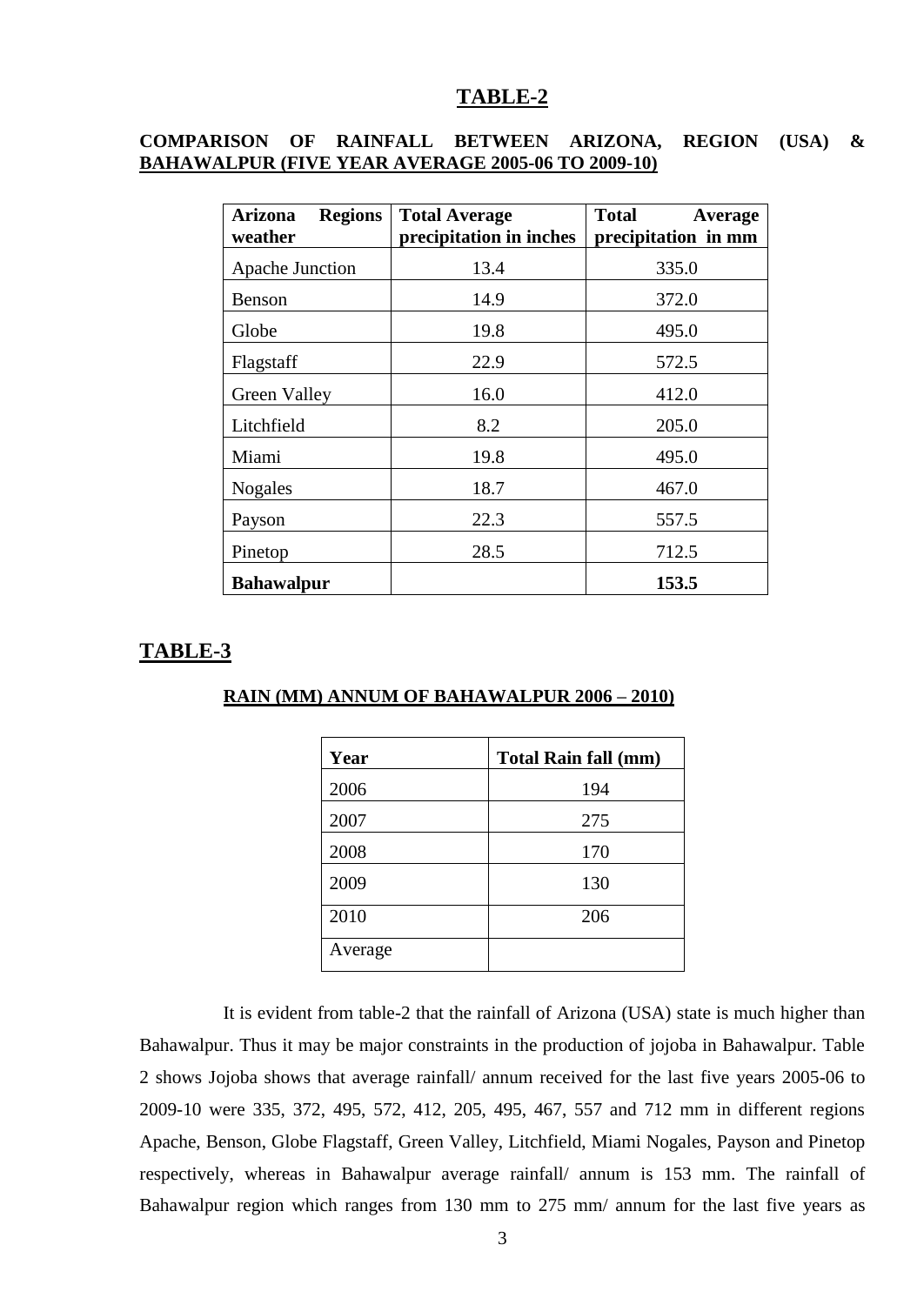## TABLE-2

**COMPARISON OF RAINFALL BETWEEN ARIZONA, REGION (USA) & BAHAWALPUR (FIVE YEAR AVERAGE 2005-06 TO 2009-10)**

| Arizona Regions weather | Total Average precipitation in inches | Total Average precipitation in mm |
|---|---|---|
| Apache Junction | 13.4 | 335.0 |
| Benson | 14.9 | 372.0 |
| Globe | 19.8 | 495.0 |
| Flagstaff | 22.9 | 572.5 |
| Green Valley | 16.0 | 412.0 |
| Litchfield | 8.2 | 205.0 |
| Miami | 19.8 | 495.0 |
| Nogales | 18.7 | 467.0 |
| Payson | 22.3 | 557.5 |
| Pinetop | 28.5 | 712.5 |
| **Bahawalpur** | | **153.5** |

## TABLE-3

**RAIN (MM) ANNUM OF BAHAWALPUR 2006 – 2010)**

| Year | Total Rain fall (mm) |
|---|---|
| 2006 | 194 |
| 2007 | 275 |
| 2008 | 170 |
| 2009 | 130 |
| 2010 | 206 |
| Average | |

It is evident from table-2 that the rainfall of Arizona (USA) state is much higher than Bahawalpur. Thus it may be major constraints in the production of jojoba in Bahawalpur. Table 2 shows Jojoba shows that average rainfall/ annum received for the last five years 2005-06 to 2009-10 were 335, 372, 495, 572, 412, 205, 495, 467, 557 and 712 mm in different regions Apache, Benson, Globe Flagstaff, Green Valley, Litchfield, Miami Nogales, Payson and Pinetop respectively, whereas in Bahawalpur average rainfall/ annum is 153 mm. The rainfall of Bahawalpur region which ranges from 130 mm to 275 mm/ annum for the last five years as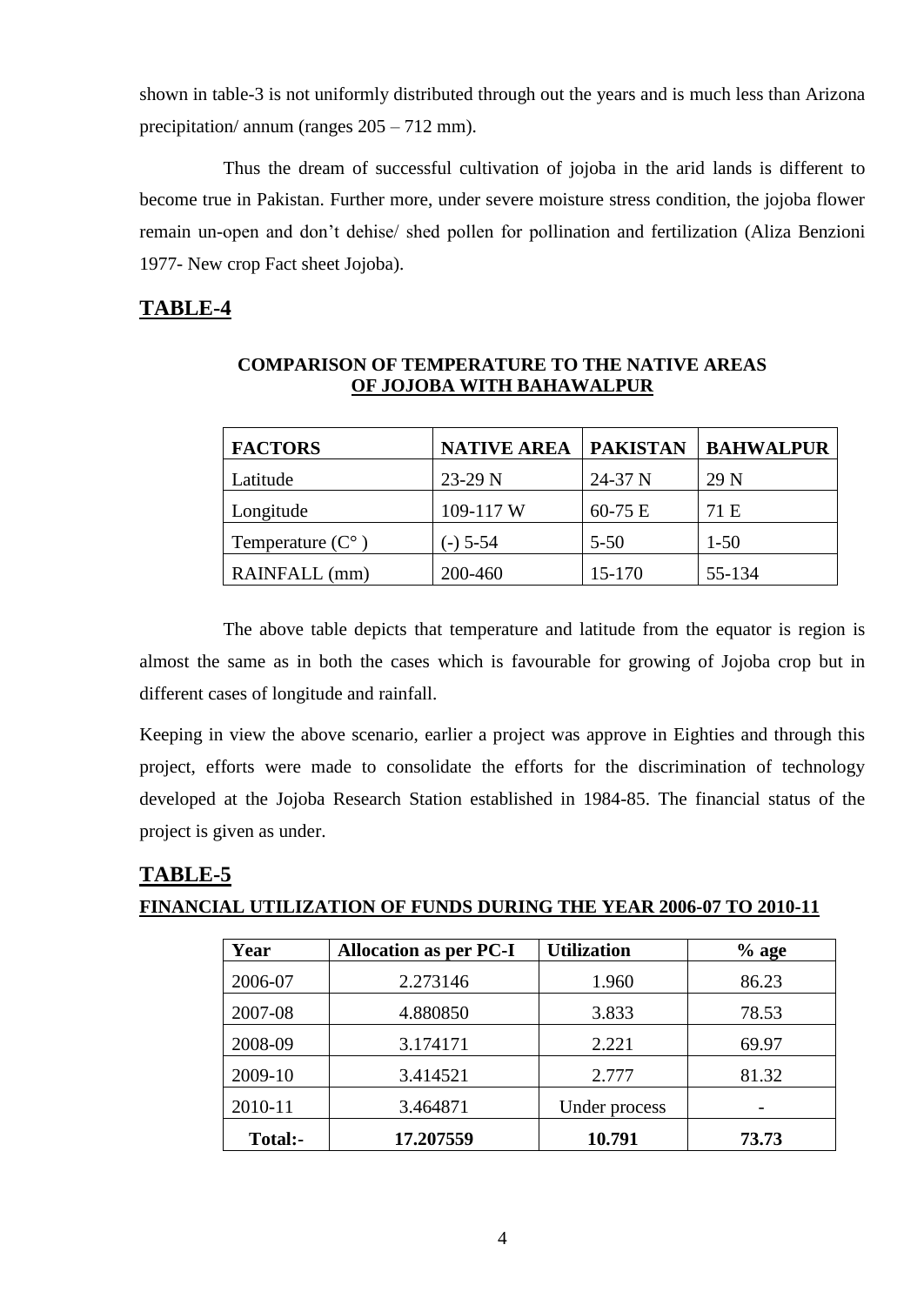shown in table-3 is not uniformly distributed through out the years and is much less than Arizona precipitation/ annum (ranges 205 – 712 mm).

Thus the dream of successful cultivation of jojoba in the arid lands is different to become true in Pakistan. Further more, under severe moisture stress condition, the jojoba flower remain un-open and don't dehise/ shed pollen for pollination and fertilization (Aliza Benzioni 1977- New crop Fact sheet Jojoba).

## TABLE-4

**COMPARISON OF TEMPERATURE TO THE NATIVE AREAS OF JOJOBA WITH BAHAWALPUR**

| FACTORS | NATIVE AREA | PAKISTAN | BAHWALPUR |
|---|---|---|---|
| Latitude | 23-29 N | 24-37 N | 29 N |
| Longitude | 109-117 W | 60-75 E | 71 E |
| Temperature (C° ) | (-) 5-54 | 5-50 | 1-50 |
| RAINFALL (mm) | 200-460 | 15-170 | 55-134 |

The above table depicts that temperature and latitude from the equator is region is almost the same as in both the cases which is favourable for growing of Jojoba crop but in different cases of longitude and rainfall.

Keeping in view the above scenario, earlier a project was approve in Eighties and through this project, efforts were made to consolidate the efforts for the discrimination of technology developed at the Jojoba Research Station established in 1984-85. The financial status of the project is given as under.

## TABLE-5

**FINANCIAL UTILIZATION OF FUNDS DURING THE YEAR 2006-07 TO 2010-11**

| Year | Allocation as per PC-I | Utilization | % age |
|---|---|---|---|
| 2006-07 | 2.273146 | 1.960 | 86.23 |
| 2007-08 | 4.880850 | 3.833 | 78.53 |
| 2008-09 | 3.174171 | 2.221 | 69.97 |
| 2009-10 | 3.414521 | 2.777 | 81.32 |
| 2010-11 | 3.464871 | Under process | - |
| **Total:-** | **17.207559** | **10.791** | **73.73** |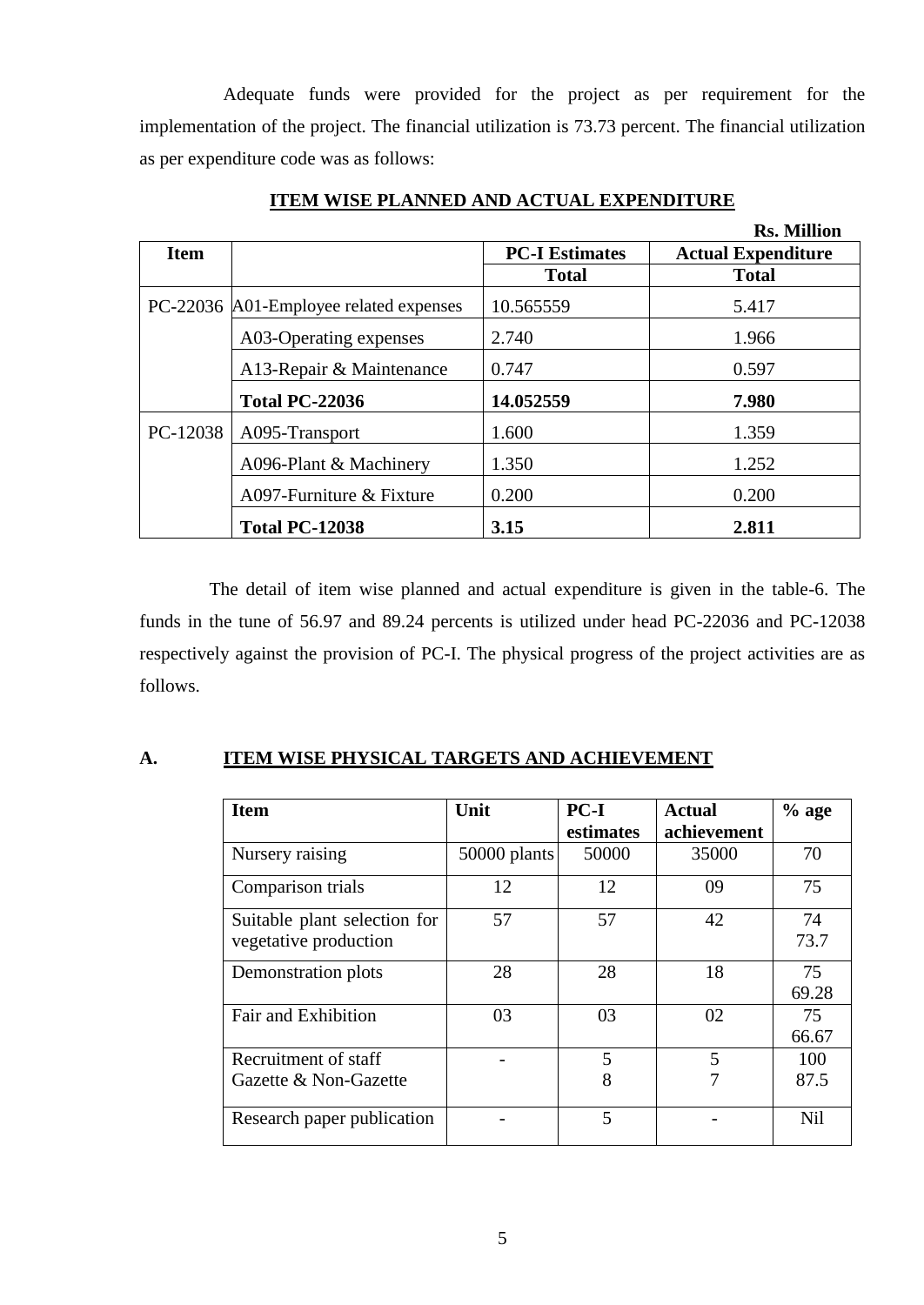Adequate funds were provided for the project as per requirement for the implementation of the project. The financial utilization is 73.73 percent. The financial utilization as per expenditure code was as follows:

**ITEM WISE PLANNED AND ACTUAL EXPENDITURE**

**Rs. Million**

| Item | | PC-I Estimates | Actual Expenditure |
|---|---|---|---|
| | | **Total** | **Total** |
| PC-22036 | A01-Employee related expenses | 10.565559 | 5.417 |
| | A03-Operating expenses | 2.740 | 1.966 |
| | A13-Repair & Maintenance | 0.747 | 0.597 |
| | **Total PC-22036** | **14.052559** | **7.980** |
| PC-12038 | A095-Transport | 1.600 | 1.359 |
| | A096-Plant & Machinery | 1.350 | 1.252 |
| | A097-Furniture & Fixture | 0.200 | 0.200 |
| | **Total PC-12038** | **3.15** | **2.811** |

The detail of item wise planned and actual expenditure is given in the table-6. The funds in the tune of 56.97 and 89.24 percents is utilized under head PC-22036 and PC-12038 respectively against the provision of PC-I. The physical progress of the project activities are as follows.

## A. ITEM WISE PHYSICAL TARGETS AND ACHIEVEMENT

| Item | Unit | PC-I estimates | Actual achievement | % age |
|---|---|---|---|---|
| Nursery raising | 50000 plants | 50000 | 35000 | 70 |
| Comparison trials | 12 | 12 | 09 | 75 |
| Suitable plant selection for vegetative production | 57 | 57 | 42 | 74<br>73.7 |
| Demonstration plots | 28 | 28 | 18 | 75<br>69.28 |
| Fair and Exhibition | 03 | 03 | 02 | 75<br>66.67 |
| Recruitment of staff<br>Gazette & Non-Gazette | - | 5<br>8 | 5<br>7 | 100<br>87.5 |
| Research paper publication | - | 5 | - | Nil |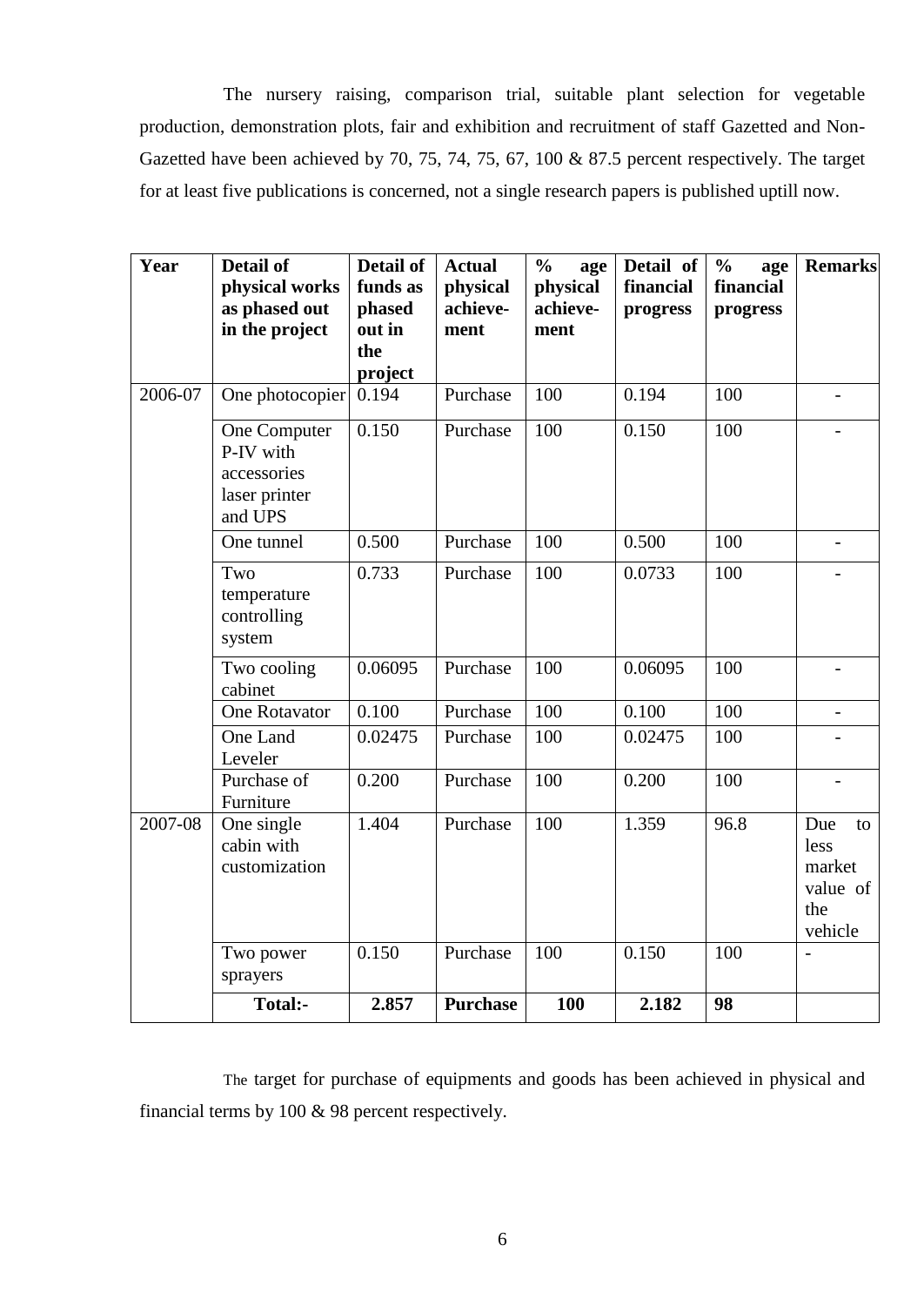The nursery raising, comparison trial, suitable plant selection for vegetable production, demonstration plots, fair and exhibition and recruitment of staff Gazetted and Non-Gazetted have been achieved by 70, 75, 74, 75, 67, 100 & 87.5 percent respectively. The target for at least five publications is concerned, not a single research papers is published uptill now.

| Year | Detail of physical works as phased out in the project | Detail of funds as phased out in the project | Actual physical achieve-ment | % age physical achieve-ment | Detail of financial progress | % age financial progress | Remarks |
|---|---|---|---|---|---|---|---|
| 2006-07 | One photocopier | 0.194 | Purchase | 100 | 0.194 | 100 | - |
| | One Computer P-IV with accessories laser printer and UPS | 0.150 | Purchase | 100 | 0.150 | 100 | - |
| | One tunnel | 0.500 | Purchase | 100 | 0.500 | 100 | - |
| | Two temperature controlling system | 0.733 | Purchase | 100 | 0.0733 | 100 | - |
| | Two cooling cabinet | 0.06095 | Purchase | 100 | 0.06095 | 100 | - |
| | One Rotavator | 0.100 | Purchase | 100 | 0.100 | 100 | - |
| | One Land Leveler | 0.02475 | Purchase | 100 | 0.02475 | 100 | - |
| | Purchase of Furniture | 0.200 | Purchase | 100 | 0.200 | 100 | - |
| 2007-08 | One single cabin with customization | 1.404 | Purchase | 100 | 1.359 | 96.8 | Due to less market value of the vehicle |
| | Two power sprayers | 0.150 | Purchase | 100 | 0.150 | 100 | - |
| | **Total:-** | **2.857** | **Purchase** | **100** | **2.182** | **98** | |

The target for purchase of equipments and goods has been achieved in physical and financial terms by 100 & 98 percent respectively.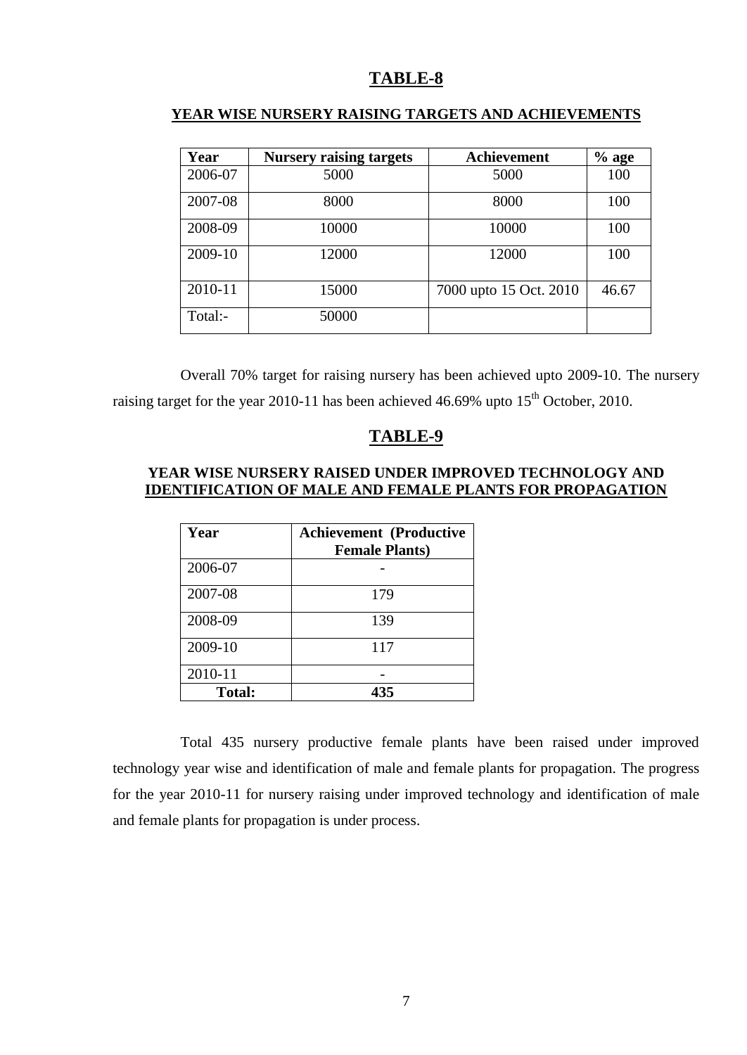## TABLE-8

### YEAR WISE NURSERY RAISING TARGETS AND ACHIEVEMENTS

| Year | Nursery raising targets | Achievement | % age |
|---|---|---|---|
| 2006-07 | 5000 | 5000 | 100 |
| 2007-08 | 8000 | 8000 | 100 |
| 2008-09 | 10000 | 10000 | 100 |
| 2009-10 | 12000 | 12000 | 100 |
| 2010-11 | 15000 | 7000 upto 15 Oct. 2010 | 46.67 |
| Total:- | 50000 | | |

Overall 70% target for raising nursery has been achieved upto 2009-10. The nursery raising target for the year 2010-11 has been achieved 46.69% upto 15th October, 2010.

## TABLE-9

### YEAR WISE NURSERY RAISED UNDER IMPROVED TECHNOLOGY AND IDENTIFICATION OF MALE AND FEMALE PLANTS FOR PROPAGATION

| Year | Achievement (Productive Female Plants) |
|---|---|
| 2006-07 | - |
| 2007-08 | 179 |
| 2008-09 | 139 |
| 2009-10 | 117 |
| 2010-11 | - |
| **Total:** | **435** |

Total 435 nursery productive female plants have been raised under improved technology year wise and identification of male and female plants for propagation. The progress for the year 2010-11 for nursery raising under improved technology and identification of male and female plants for propagation is under process.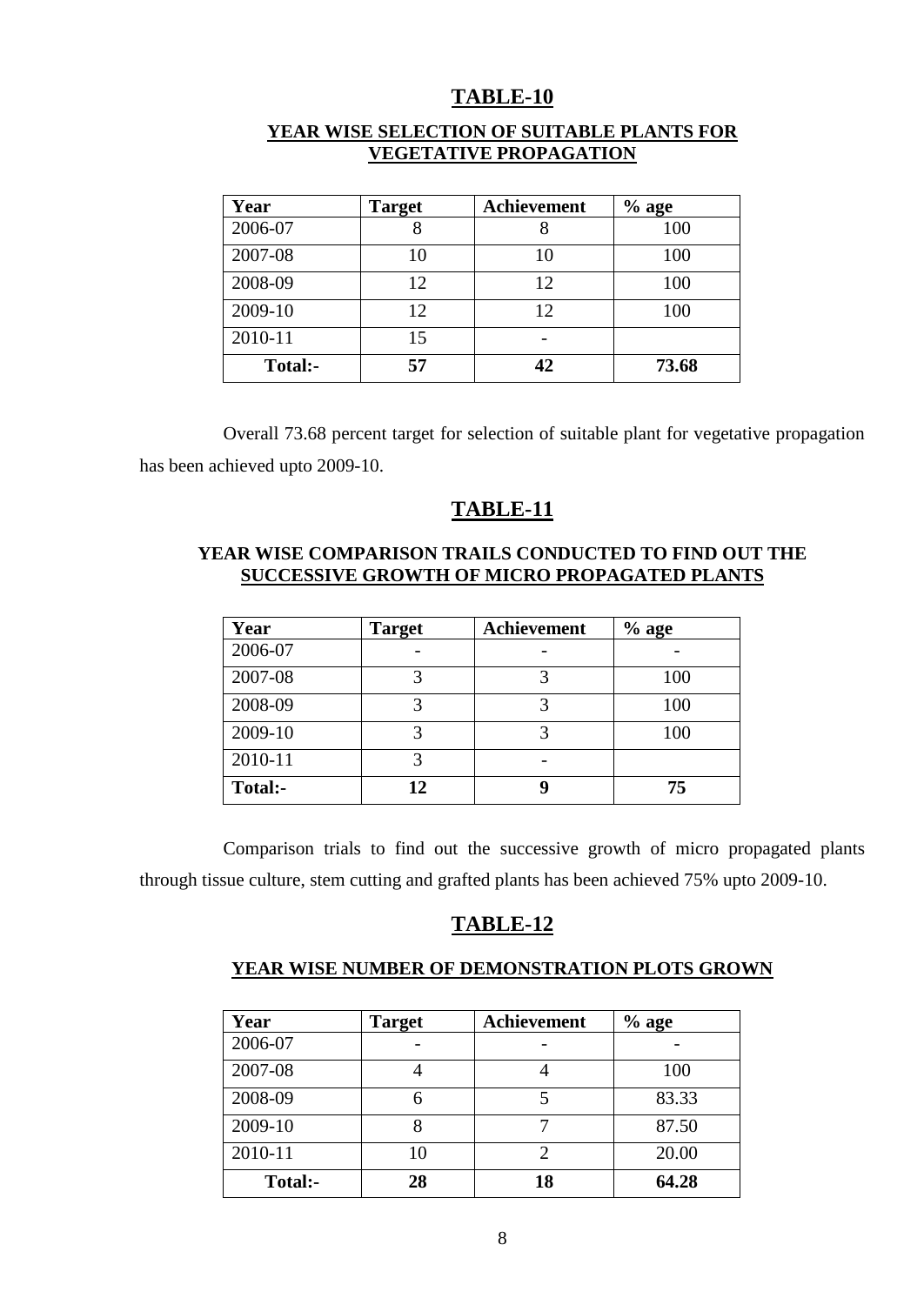## TABLE-10

### YEAR WISE SELECTION OF SUITABLE PLANTS FOR VEGETATIVE PROPAGATION

| Year | Target | Achievement | % age |
|---|---|---|---|
| 2006-07 | 8 | 8 | 100 |
| 2007-08 | 10 | 10 | 100 |
| 2008-09 | 12 | 12 | 100 |
| 2009-10 | 12 | 12 | 100 |
| 2010-11 | 15 | - | |
| **Total:-** | **57** | **42** | **73.68** |

Overall 73.68 percent target for selection of suitable plant for vegetative propagation has been achieved upto 2009-10.

## TABLE-11

### YEAR WISE COMPARISON TRAILS CONDUCTED TO FIND OUT THE SUCCESSIVE GROWTH OF MICRO PROPAGATED PLANTS

| Year | Target | Achievement | % age |
|---|---|---|---|
| 2006-07 | - | - | - |
| 2007-08 | 3 | 3 | 100 |
| 2008-09 | 3 | 3 | 100 |
| 2009-10 | 3 | 3 | 100 |
| 2010-11 | 3 | - | |
| **Total:-** | **12** | **9** | **75** |

Comparison trials to find out the successive growth of micro propagated plants through tissue culture, stem cutting and grafted plants has been achieved 75% upto 2009-10.

## TABLE-12

### YEAR WISE NUMBER OF DEMONSTRATION PLOTS GROWN

| Year | Target | Achievement | % age |
|---|---|---|---|
| 2006-07 | - | - | - |
| 2007-08 | 4 | 4 | 100 |
| 2008-09 | 6 | 5 | 83.33 |
| 2009-10 | 8 | 7 | 87.50 |
| 2010-11 | 10 | 2 | 20.00 |
| **Total:-** | **28** | **18** | **64.28** |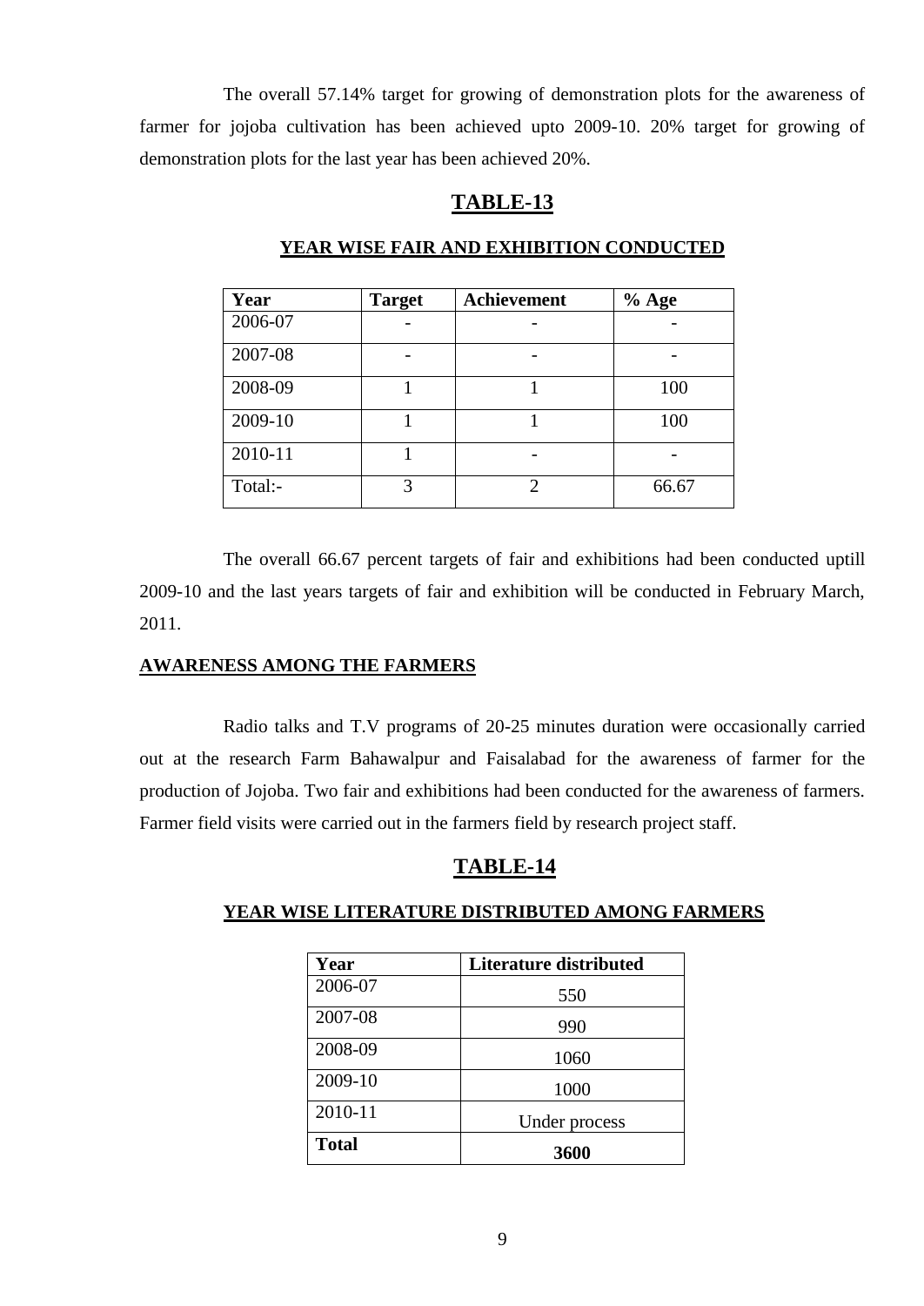The overall 57.14% target for growing of demonstration plots for the awareness of farmer for jojoba cultivation has been achieved upto 2009-10. 20% target for growing of demonstration plots for the last year has been achieved 20%.

## TABLE-13

### YEAR WISE FAIR AND EXHIBITION CONDUCTED

| Year | Target | Achievement | % Age |
|---|---|---|---|
| 2006-07 | - | - | - |
| 2007-08 | - | - | - |
| 2008-09 | 1 | 1 | 100 |
| 2009-10 | 1 | 1 | 100 |
| 2010-11 | 1 | - | - |
| Total:- | 3 | 2 | 66.67 |

The overall 66.67 percent targets of fair and exhibitions had been conducted uptill 2009-10 and the last years targets of fair and exhibition will be conducted in February March, 2011.

### AWARENESS AMONG THE FARMERS

Radio talks and T.V programs of 20-25 minutes duration were occasionally carried out at the research Farm Bahawalpur and Faisalabad for the awareness of farmer for the production of Jojoba. Two fair and exhibitions had been conducted for the awareness of farmers. Farmer field visits were carried out in the farmers field by research project staff.

## TABLE-14

### YEAR WISE LITERATURE DISTRIBUTED AMONG FARMERS

| Year | Literature distributed |
|---|---|
| 2006-07 | 550 |
| 2007-08 | 990 |
| 2008-09 | 1060 |
| 2009-10 | 1000 |
| 2010-11 | Under process |
| **Total** | **3600** |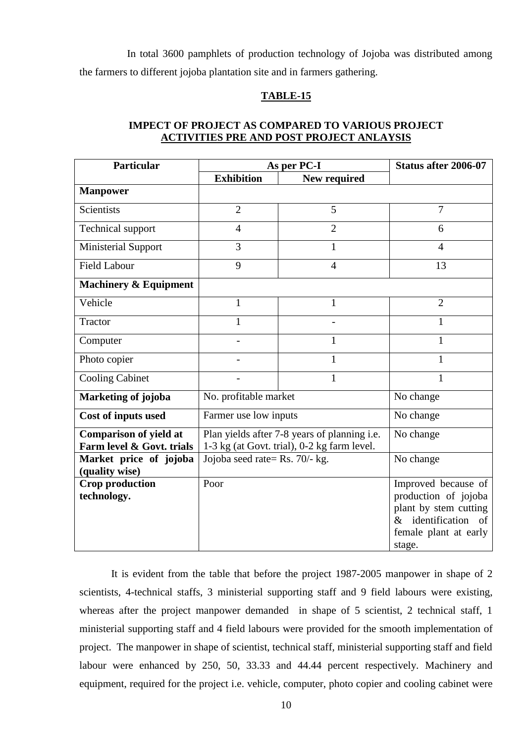In total 3600 pamphlets of production technology of Jojoba was distributed among the farmers to different jojoba plantation site and in farmers gathering.

**TABLE-15**

**IMPECT OF PROJECT AS COMPARED TO VARIOUS PROJECT ACTIVITIES PRE AND POST PROJECT ANLAYSIS**

| Particular | As per PC-I | | Status after 2006-07 |
|---|---|---|---|
| | Exhibition | New required | |
| **Manpower** | | | |
| Scientists | 2 | 5 | 7 |
| Technical support | 4 | 2 | 6 |
| Ministerial Support | 3 | 1 | 4 |
| Field Labour | 9 | 4 | 13 |
| **Machinery & Equipment** | | | |
| Vehicle | 1 | 1 | 2 |
| Tractor | 1 | - | 1 |
| Computer | - | 1 | 1 |
| Photo copier | - | 1 | 1 |
| Cooling Cabinet | - | 1 | 1 |
| **Marketing of jojoba** | No. profitable market | | No change |
| **Cost of inputs used** | Farmer use low inputs | | No change |
| **Comparison of yield at Farm level & Govt. trials** | Plan yields after 7-8 years of planning i.e. 1-3 kg (at Govt. trial), 0-2 kg farm level. | | No change |
| **Market price of jojoba (quality wise)** | Jojoba seed rate= Rs. 70/- kg. | | No change |
| **Crop production technology.** | Poor | | Improved because of production of jojoba plant by stem cutting & identification of female plant at early stage. |

It is evident from the table that before the project 1987-2005 manpower in shape of 2 scientists, 4-technical staffs, 3 ministerial supporting staff and 9 field labours were existing, whereas after the project manpower demanded in shape of 5 scientist, 2 technical staff, 1 ministerial supporting staff and 4 field labours were provided for the smooth implementation of project. The manpower in shape of scientist, technical staff, ministerial supporting staff and field labour were enhanced by 250, 50, 33.33 and 44.44 percent respectively. Machinery and equipment, required for the project i.e. vehicle, computer, photo copier and cooling cabinet were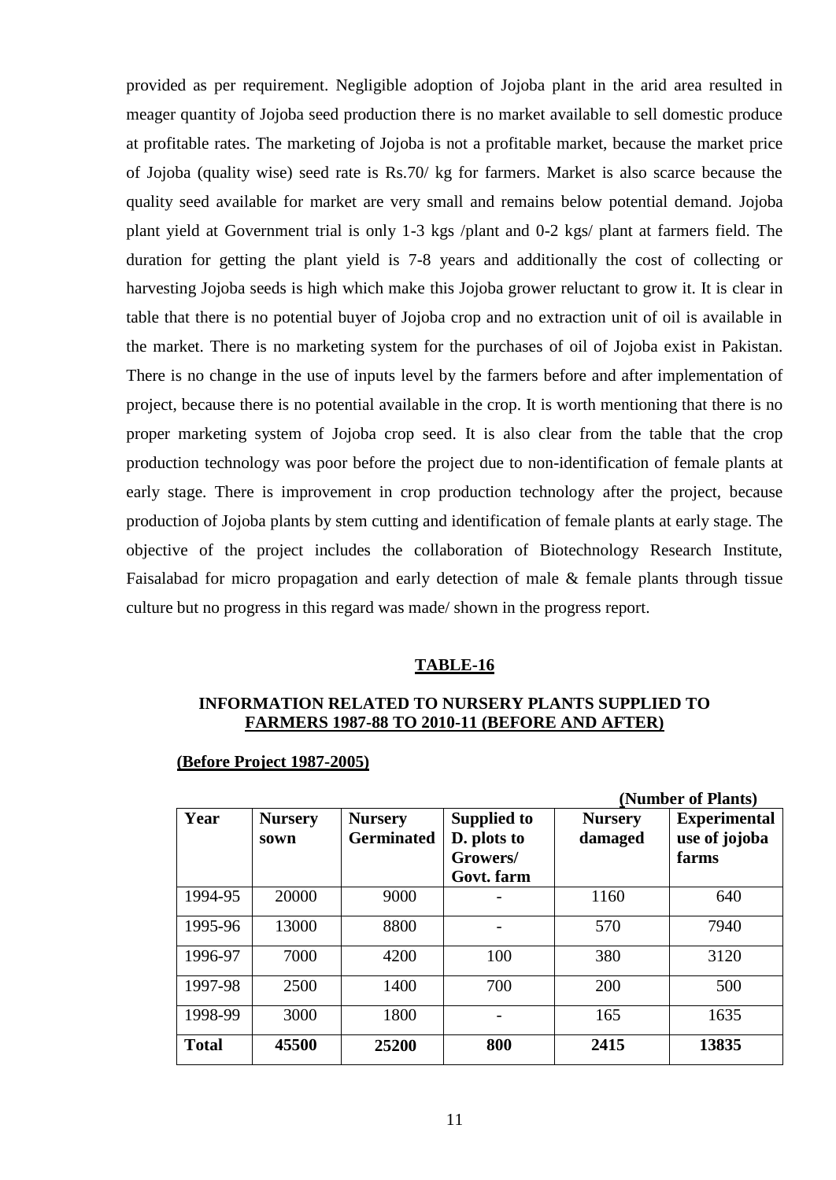provided as per requirement. Negligible adoption of Jojoba plant in the arid area resulted in meager quantity of Jojoba seed production there is no market available to sell domestic produce at profitable rates. The marketing of Jojoba is not a profitable market, because the market price of Jojoba (quality wise) seed rate is Rs.70/ kg for farmers. Market is also scarce because the quality seed available for market are very small and remains below potential demand. Jojoba plant yield at Government trial is only 1-3 kgs /plant and 0-2 kgs/ plant at farmers field. The duration for getting the plant yield is 7-8 years and additionally the cost of collecting or harvesting Jojoba seeds is high which make this Jojoba grower reluctant to grow it. It is clear in table that there is no potential buyer of Jojoba crop and no extraction unit of oil is available in the market. There is no marketing system for the purchases of oil of Jojoba exist in Pakistan. There is no change in the use of inputs level by the farmers before and after implementation of project, because there is no potential available in the crop. It is worth mentioning that there is no proper marketing system of Jojoba crop seed. It is also clear from the table that the crop production technology was poor before the project due to non-identification of female plants at early stage. There is improvement in crop production technology after the project, because production of Jojoba plants by stem cutting and identification of female plants at early stage. The objective of the project includes the collaboration of Biotechnology Research Institute, Faisalabad for micro propagation and early detection of male & female plants through tissue culture but no progress in this regard was made/ shown in the progress report.

## TABLE-16

### INFORMATION RELATED TO NURSERY PLANTS SUPPLIED TO FARMERS 1987-88 TO 2010-11 (BEFORE AND AFTER)

**(Before Project 1987-2005)**

(Number of Plants)

| Year | Nursery sown | Nursery Germinated | Supplied to D. plots to Growers/ Govt. farm | Nursery damaged | Experimental use of jojoba farms |
|---|---|---|---|---|---|
| 1994-95 | 20000 | 9000 | - | 1160 | 640 |
| 1995-96 | 13000 | 8800 | - | 570 | 7940 |
| 1996-97 | 7000 | 4200 | 100 | 380 | 3120 |
| 1997-98 | 2500 | 1400 | 700 | 200 | 500 |
| 1998-99 | 3000 | 1800 | - | 165 | 1635 |
| **Total** | **45500** | **25200** | **800** | **2415** | **13835** |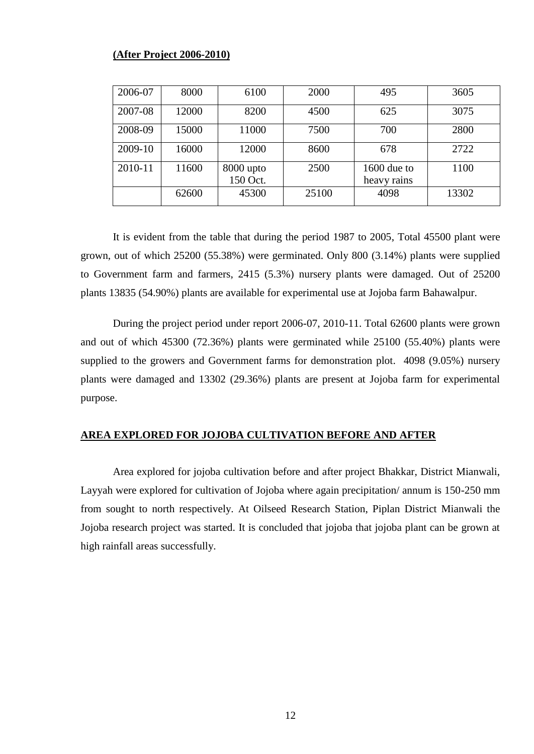**(After Project 2006-2010)**

| 2006-07 | 8000 | 6100 | 2000 | 495 | 3605 |
|---|---|---|---|---|---|
| 2007-08 | 12000 | 8200 | 4500 | 625 | 3075 |
| 2008-09 | 15000 | 11000 | 7500 | 700 | 2800 |
| 2009-10 | 16000 | 12000 | 8600 | 678 | 2722 |
| 2010-11 | 11600 | 8000 upto 150 Oct. | 2500 | 1600 due to heavy rains | 1100 |
| | 62600 | 45300 | 25100 | 4098 | 13302 |

It is evident from the table that during the period 1987 to 2005, Total 45500 plant were grown, out of which 25200 (55.38%) were germinated. Only 800 (3.14%) plants were supplied to Government farm and farmers, 2415 (5.3%) nursery plants were damaged. Out of 25200 plants 13835 (54.90%) plants are available for experimental use at Jojoba farm Bahawalpur.

During the project period under report 2006-07, 2010-11. Total 62600 plants were grown and out of which 45300 (72.36%) plants were germinated while 25100 (55.40%) plants were supplied to the growers and Government farms for demonstration plot. 4098 (9.05%) nursery plants were damaged and 13302 (29.36%) plants are present at Jojoba farm for experimental purpose.

**AREA EXPLORED FOR JOJOBA CULTIVATION BEFORE AND AFTER**

Area explored for jojoba cultivation before and after project Bhakkar, District Mianwali, Layyah were explored for cultivation of Jojoba where again precipitation/ annum is 150-250 mm from sought to north respectively. At Oilseed Research Station, Piplan District Mianwali the Jojoba research project was started. It is concluded that jojoba that jojoba plant can be grown at high rainfall areas successfully.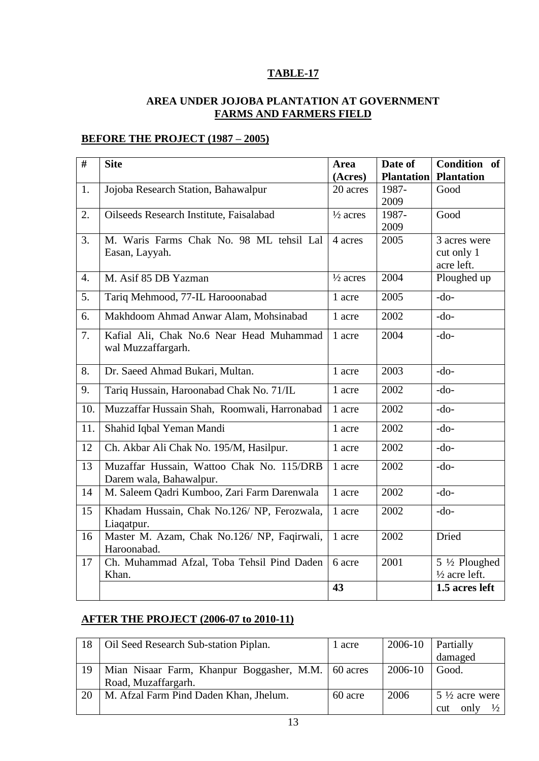**TABLE-17**

**AREA UNDER JOJOBA PLANTATION AT GOVERNMENT FARMS AND FARMERS FIELD**

**BEFORE THE PROJECT (1987 – 2005)**

| # | Site | Area (Acres) | Date of Plantation | Condition of Plantation |
|---|---|---|---|---|
| 1. | Jojoba Research Station, Bahawalpur | 20 acres | 1987-2009 | Good |
| 2. | Oilseeds Research Institute, Faisalabad | ½ acres | 1987-2009 | Good |
| 3. | M. Waris Farms Chak No. 98 ML tehsil Lal Easan, Layyah. | 4 acres | 2005 | 3 acres were cut only 1 acre left. |
| 4. | M. Asif 85 DB Yazman | ½ acres | 2004 | Ploughed up |
| 5. | Tariq Mehmood, 77-IL Harooonabad | 1 acre | 2005 | -do- |
| 6. | Makhdoom Ahmad Anwar Alam, Mohsinabad | 1 acre | 2002 | -do- |
| 7. | Kafial Ali, Chak No.6 Near Head Muhammad wal Muzzaffargarh. | 1 acre | 2004 | -do- |
| 8. | Dr. Saeed Ahmad Bukari, Multan. | 1 acre | 2003 | -do- |
| 9. | Tariq Hussain, Haroonabad Chak No. 71/IL | 1 acre | 2002 | -do- |
| 10. | Muzzaffar Hussain Shah, Roomwali, Harronabad | 1 acre | 2002 | -do- |
| 11. | Shahid Iqbal Yeman Mandi | 1 acre | 2002 | -do- |
| 12 | Ch. Akbar Ali Chak No. 195/M, Hasilpur. | 1 acre | 2002 | -do- |
| 13 | Muzaffar Hussain, Wattoo Chak No. 115/DRB Darem wala, Bahawalpur. | 1 acre | 2002 | -do- |
| 14 | M. Saleem Qadri Kumboo, Zari Farm Darenwala | 1 acre | 2002 | -do- |
| 15 | Khadam Hussain, Chak No.126/ NP, Ferozwala, Liaqatpur. | 1 acre | 2002 | -do- |
| 16 | Master M. Azam, Chak No.126/ NP, Faqirwali, Haroonabad. | 1 acre | 2002 | Dried |
| 17 | Ch. Muhammad Afzal, Toba Tehsil Pind Daden Khan. | 6 acre | 2001 | 5 ½ Ploughed ½ acre left. |
| | | **43** | | **1.5 acres left** |

**AFTER THE PROJECT (2006-07 to 2010-11)**

| # | Site | Area (Acres) | Date of Plantation | Condition of Plantation |
|---|---|---|---|---|
| 18 | Oil Seed Research Sub-station Piplan. | 1 acre | 2006-10 | Partially damaged |
| 19 | Mian Nisaar Farm, Khanpur Boggasher, M.M. Road, Muzaffargarh. | 60 acres | 2006-10 | Good. |
| 20 | M. Afzal Farm Pind Daden Khan, Jhelum. | 60 acre | 2006 | 5 ½ acre were cut only ½ |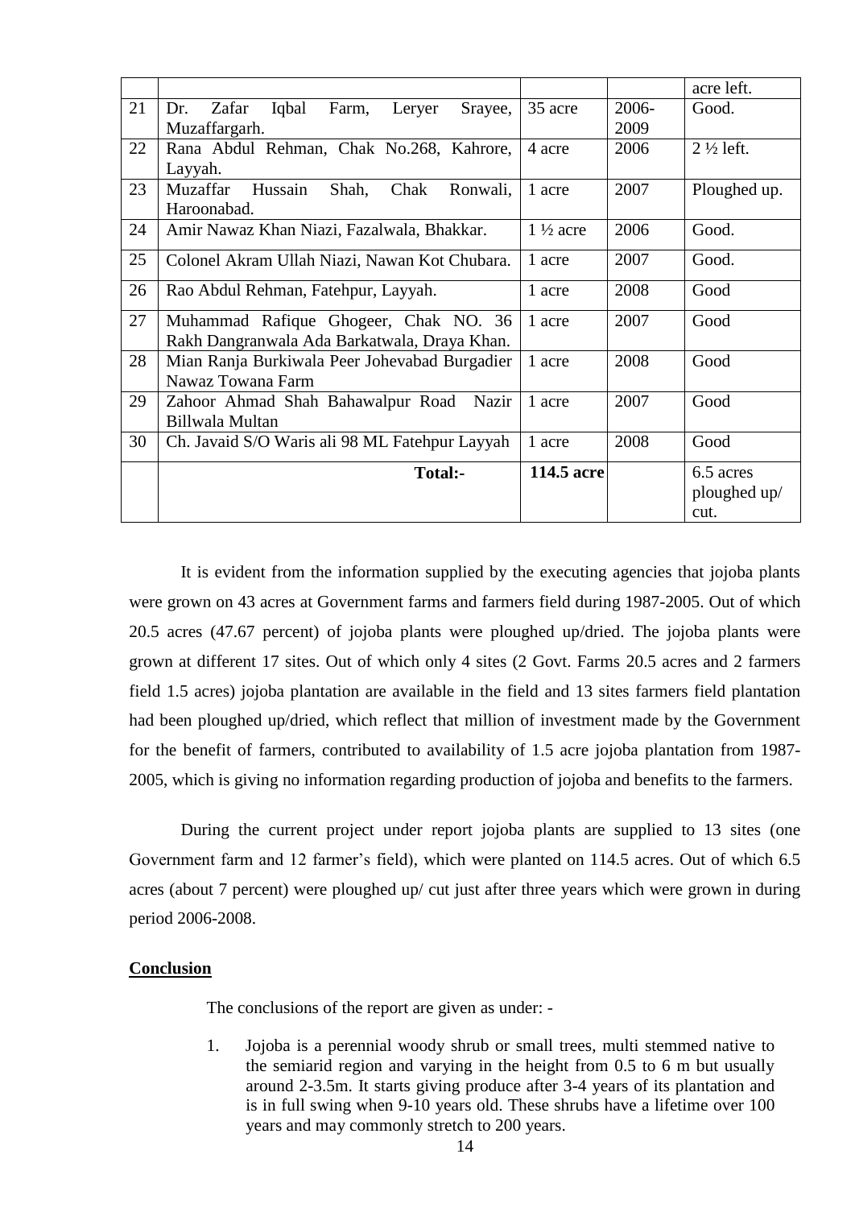|  |  |  |  | acre left. |
|---|---|---|---|---|
| 21 | Dr. Zafar Iqbal Farm, Leryer Srayee, Muzaffargarh. | 35 acre | 2006-2009 | Good. |
| 22 | Rana Abdul Rehman, Chak No.268, Kahrore, Layyah. | 4 acre | 2006 | 2 ½ left. |
| 23 | Muzaffar Hussain Shah, Chak Ronwali, Haroonabad. | 1 acre | 2007 | Ploughed up. |
| 24 | Amir Nawaz Khan Niazi, Fazalwala, Bhakkar. | 1 ½ acre | 2006 | Good. |
| 25 | Colonel Akram Ullah Niazi, Nawan Kot Chubara. | 1 acre | 2007 | Good. |
| 26 | Rao Abdul Rehman, Fatehpur, Layyah. | 1 acre | 2008 | Good |
| 27 | Muhammad Rafique Ghogeer, Chak NO. 36 Rakh Dangranwala Ada Barkatwala, Draya Khan. | 1 acre | 2007 | Good |
| 28 | Mian Ranja Burkiwala Peer Johevabad Burgadier Nawaz Towana Farm | 1 acre | 2008 | Good |
| 29 | Zahoor Ahmad Shah Bahawalpur Road Nazir Billwala Multan | 1 acre | 2007 | Good |
| 30 | Ch. Javaid S/O Waris ali 98 ML Fatehpur Layyah | 1 acre | 2008 | Good |
|  | **Total:-** | **114.5 acre** |  | 6.5 acres ploughed up/ cut. |

It is evident from the information supplied by the executing agencies that jojoba plants were grown on 43 acres at Government farms and farmers field during 1987-2005. Out of which 20.5 acres (47.67 percent) of jojoba plants were ploughed up/dried. The jojoba plants were grown at different 17 sites. Out of which only 4 sites (2 Govt. Farms 20.5 acres and 2 farmers field 1.5 acres) jojoba plantation are available in the field and 13 sites farmers field plantation had been ploughed up/dried, which reflect that million of investment made by the Government for the benefit of farmers, contributed to availability of 1.5 acre jojoba plantation from 1987-2005, which is giving no information regarding production of jojoba and benefits to the farmers.

During the current project under report jojoba plants are supplied to 13 sites (one Government farm and 12 farmer's field), which were planted on 114.5 acres. Out of which 6.5 acres (about 7 percent) were ploughed up/ cut just after three years which were grown in during period 2006-2008.

**Conclusion**

The conclusions of the report are given as under: -

1. Jojoba is a perennial woody shrub or small trees, multi stemmed native to the semiarid region and varying in the height from 0.5 to 6 m but usually around 2-3.5m. It starts giving produce after 3-4 years of its plantation and is in full swing when 9-10 years old. These shrubs have a lifetime over 100 years and may commonly stretch to 200 years.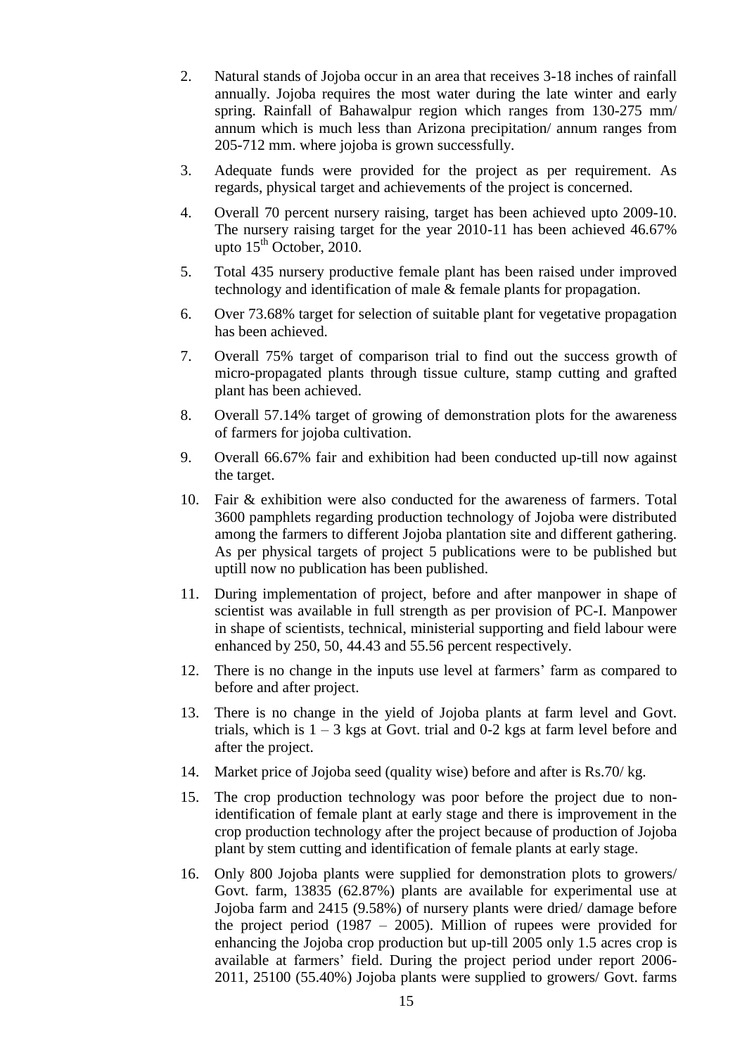2. Natural stands of Jojoba occur in an area that receives 3-18 inches of rainfall annually. Jojoba requires the most water during the late winter and early spring. Rainfall of Bahawalpur region which ranges from 130-275 mm/ annum which is much less than Arizona precipitation/ annum ranges from 205-712 mm. where jojoba is grown successfully.

3. Adequate funds were provided for the project as per requirement. As regards, physical target and achievements of the project is concerned.

4. Overall 70 percent nursery raising, target has been achieved upto 2009-10. The nursery raising target for the year 2010-11 has been achieved 46.67% upto 15th October, 2010.

5. Total 435 nursery productive female plant has been raised under improved technology and identification of male & female plants for propagation.

6. Over 73.68% target for selection of suitable plant for vegetative propagation has been achieved.

7. Overall 75% target of comparison trial to find out the success growth of micro-propagated plants through tissue culture, stamp cutting and grafted plant has been achieved.

8. Overall 57.14% target of growing of demonstration plots for the awareness of farmers for jojoba cultivation.

9. Overall 66.67% fair and exhibition had been conducted up-till now against the target.

10. Fair & exhibition were also conducted for the awareness of farmers. Total 3600 pamphlets regarding production technology of Jojoba were distributed among the farmers to different Jojoba plantation site and different gathering. As per physical targets of project 5 publications were to be published but uptill now no publication has been published.

11. During implementation of project, before and after manpower in shape of scientist was available in full strength as per provision of PC-I. Manpower in shape of scientists, technical, ministerial supporting and field labour were enhanced by 250, 50, 44.43 and 55.56 percent respectively.

12. There is no change in the inputs use level at farmers' farm as compared to before and after project.

13. There is no change in the yield of Jojoba plants at farm level and Govt. trials, which is 1 – 3 kgs at Govt. trial and 0-2 kgs at farm level before and after the project.

14. Market price of Jojoba seed (quality wise) before and after is Rs.70/ kg.

15. The crop production technology was poor before the project due to non-identification of female plant at early stage and there is improvement in the crop production technology after the project because of production of Jojoba plant by stem cutting and identification of female plants at early stage.

16. Only 800 Jojoba plants were supplied for demonstration plots to growers/ Govt. farm, 13835 (62.87%) plants are available for experimental use at Jojoba farm and 2415 (9.58%) of nursery plants were dried/ damage before the project period (1987 – 2005). Million of rupees were provided for enhancing the Jojoba crop production but up-till 2005 only 1.5 acres crop is available at farmers' field. During the project period under report 2006-2011, 25100 (55.40%) Jojoba plants were supplied to growers/ Govt. farms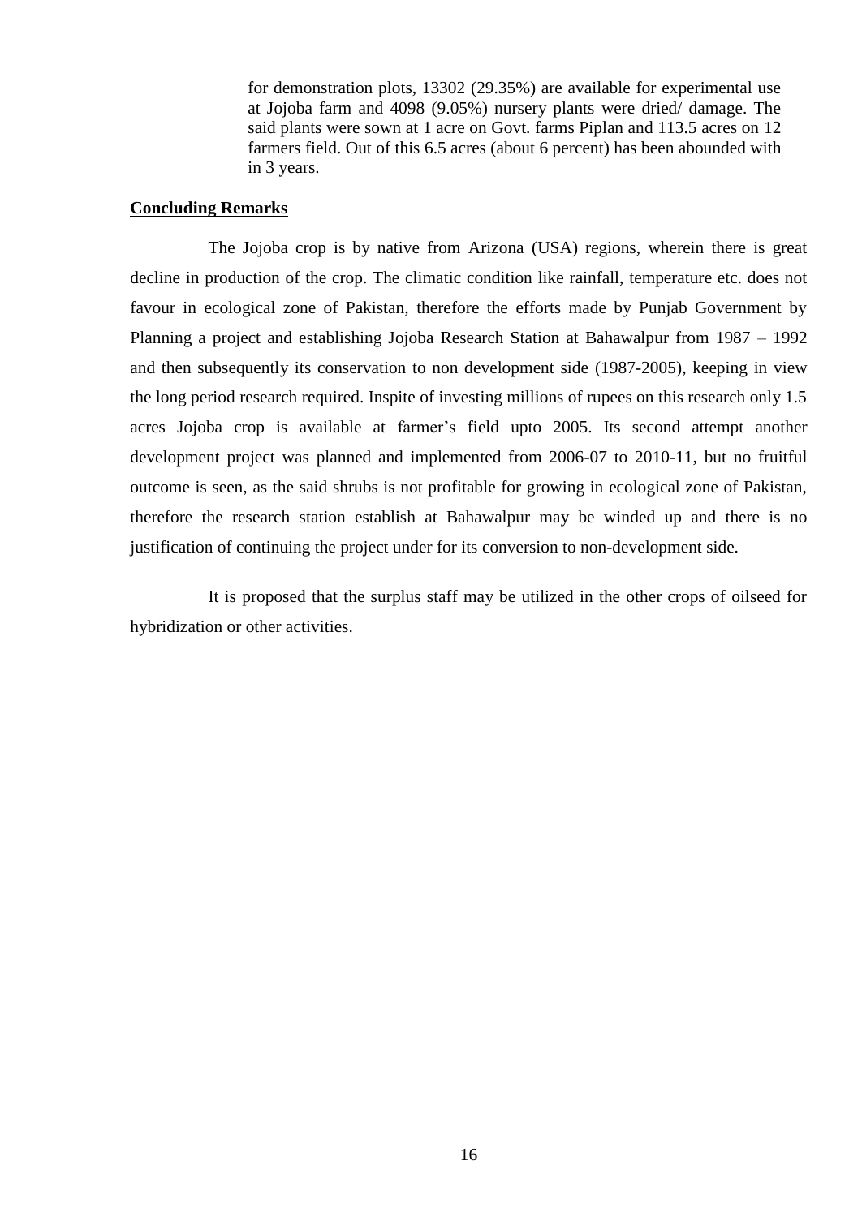for demonstration plots, 13302 (29.35%) are available for experimental use at Jojoba farm and 4098 (9.05%) nursery plants were dried/ damage. The said plants were sown at 1 acre on Govt. farms Piplan and 113.5 acres on 12 farmers field. Out of this 6.5 acres (about 6 percent) has been abounded with in 3 years.

## Concluding Remarks

The Jojoba crop is by native from Arizona (USA) regions, wherein there is great decline in production of the crop. The climatic condition like rainfall, temperature etc. does not favour in ecological zone of Pakistan, therefore the efforts made by Punjab Government by Planning a project and establishing Jojoba Research Station at Bahawalpur from 1987 – 1992 and then subsequently its conservation to non development side (1987-2005), keeping in view the long period research required. Inspite of investing millions of rupees on this research only 1.5 acres Jojoba crop is available at farmer's field upto 2005. Its second attempt another development project was planned and implemented from 2006-07 to 2010-11, but no fruitful outcome is seen, as the said shrubs is not profitable for growing in ecological zone of Pakistan, therefore the research station establish at Bahawalpur may be winded up and there is no justification of continuing the project under for its conversion to non-development side.

It is proposed that the surplus staff may be utilized in the other crops of oilseed for hybridization or other activities.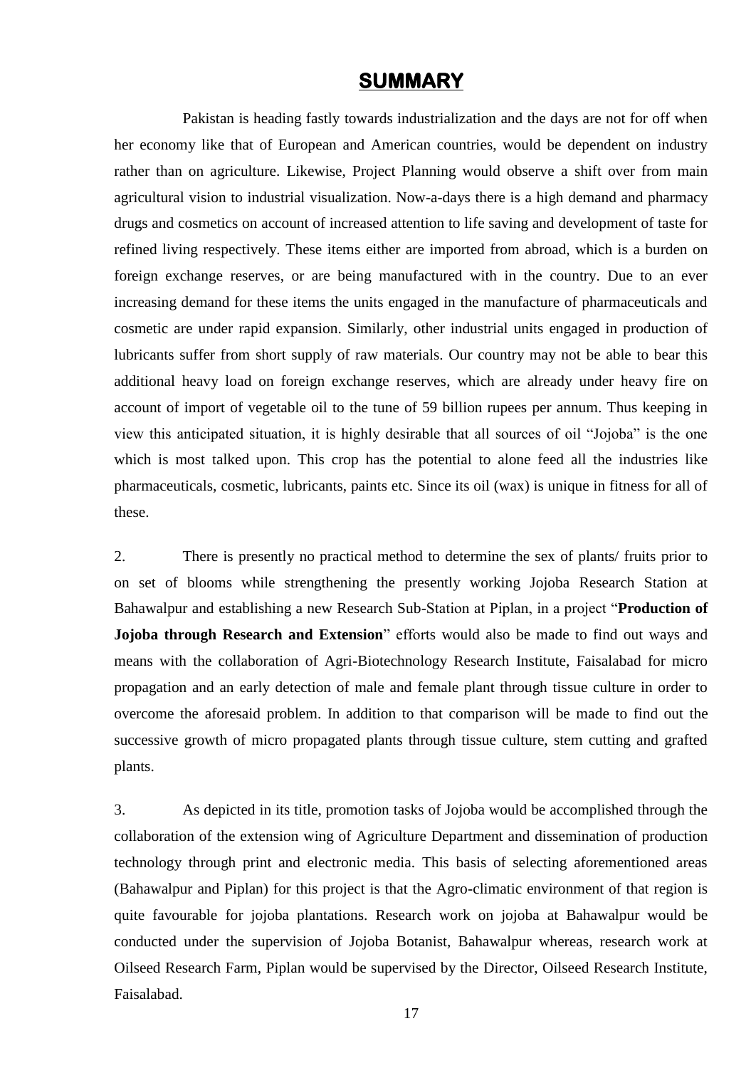# SUMMARY

Pakistan is heading fastly towards industrialization and the days are not for off when her economy like that of European and American countries, would be dependent on industry rather than on agriculture. Likewise, Project Planning would observe a shift over from main agricultural vision to industrial visualization. Now-a-days there is a high demand and pharmacy drugs and cosmetics on account of increased attention to life saving and development of taste for refined living respectively. These items either are imported from abroad, which is a burden on foreign exchange reserves, or are being manufactured with in the country. Due to an ever increasing demand for these items the units engaged in the manufacture of pharmaceuticals and cosmetic are under rapid expansion. Similarly, other industrial units engaged in production of lubricants suffer from short supply of raw materials. Our country may not be able to bear this additional heavy load on foreign exchange reserves, which are already under heavy fire on account of import of vegetable oil to the tune of 59 billion rupees per annum. Thus keeping in view this anticipated situation, it is highly desirable that all sources of oil "Jojoba" is the one which is most talked upon. This crop has the potential to alone feed all the industries like pharmaceuticals, cosmetic, lubricants, paints etc. Since its oil (wax) is unique in fitness for all of these.

2. There is presently no practical method to determine the sex of plants/ fruits prior to on set of blooms while strengthening the presently working Jojoba Research Station at Bahawalpur and establishing a new Research Sub-Station at Piplan, in a project "**Production of Jojoba through Research and Extension**" efforts would also be made to find out ways and means with the collaboration of Agri-Biotechnology Research Institute, Faisalabad for micro propagation and an early detection of male and female plant through tissue culture in order to overcome the aforesaid problem. In addition to that comparison will be made to find out the successive growth of micro propagated plants through tissue culture, stem cutting and grafted plants.

3. As depicted in its title, promotion tasks of Jojoba would be accomplished through the collaboration of the extension wing of Agriculture Department and dissemination of production technology through print and electronic media. This basis of selecting aforementioned areas (Bahawalpur and Piplan) for this project is that the Agro-climatic environment of that region is quite favourable for jojoba plantations. Research work on jojoba at Bahawalpur would be conducted under the supervision of Jojoba Botanist, Bahawalpur whereas, research work at Oilseed Research Farm, Piplan would be supervised by the Director, Oilseed Research Institute, Faisalabad.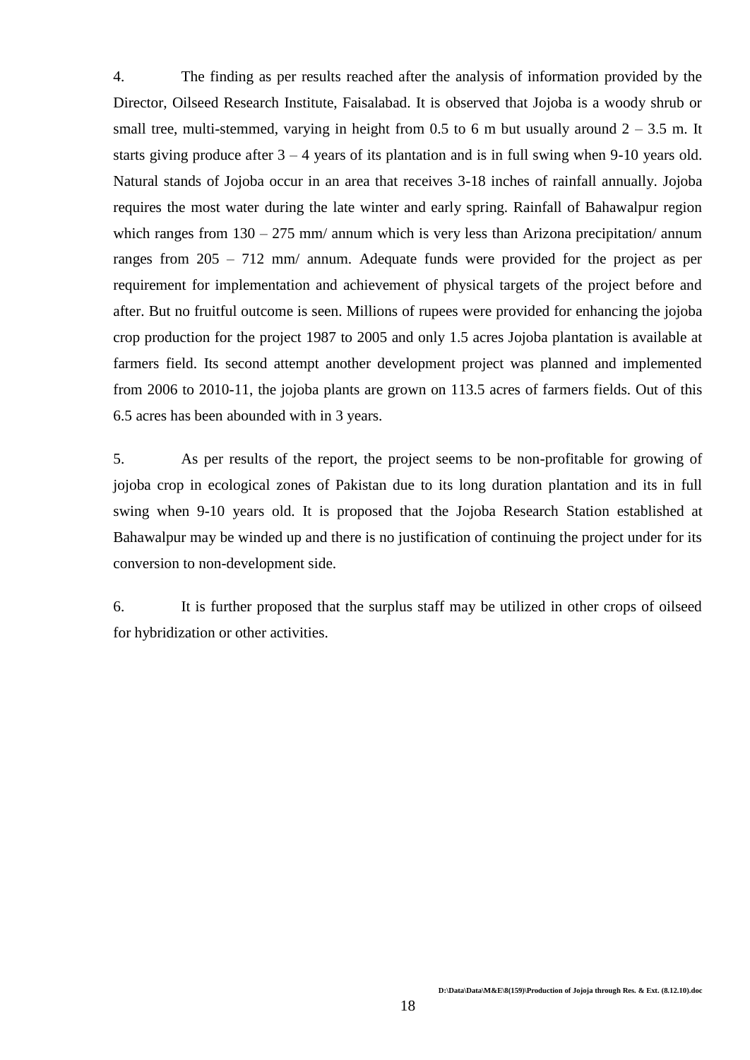4. The finding as per results reached after the analysis of information provided by the Director, Oilseed Research Institute, Faisalabad. It is observed that Jojoba is a woody shrub or small tree, multi-stemmed, varying in height from 0.5 to 6 m but usually around 2 – 3.5 m. It starts giving produce after 3 – 4 years of its plantation and is in full swing when 9-10 years old. Natural stands of Jojoba occur in an area that receives 3-18 inches of rainfall annually. Jojoba requires the most water during the late winter and early spring. Rainfall of Bahawalpur region which ranges from 130 – 275 mm/ annum which is very less than Arizona precipitation/ annum ranges from 205 – 712 mm/ annum. Adequate funds were provided for the project as per requirement for implementation and achievement of physical targets of the project before and after. But no fruitful outcome is seen. Millions of rupees were provided for enhancing the jojoba crop production for the project 1987 to 2005 and only 1.5 acres Jojoba plantation is available at farmers field. Its second attempt another development project was planned and implemented from 2006 to 2010-11, the jojoba plants are grown on 113.5 acres of farmers fields. Out of this 6.5 acres has been abounded with in 3 years.

5. As per results of the report, the project seems to be non-profitable for growing of jojoba crop in ecological zones of Pakistan due to its long duration plantation and its in full swing when 9-10 years old. It is proposed that the Jojoba Research Station established at Bahawalpur may be winded up and there is no justification of continuing the project under for its conversion to non-development side.

6. It is further proposed that the surplus staff may be utilized in other crops of oilseed for hybridization or other activities.